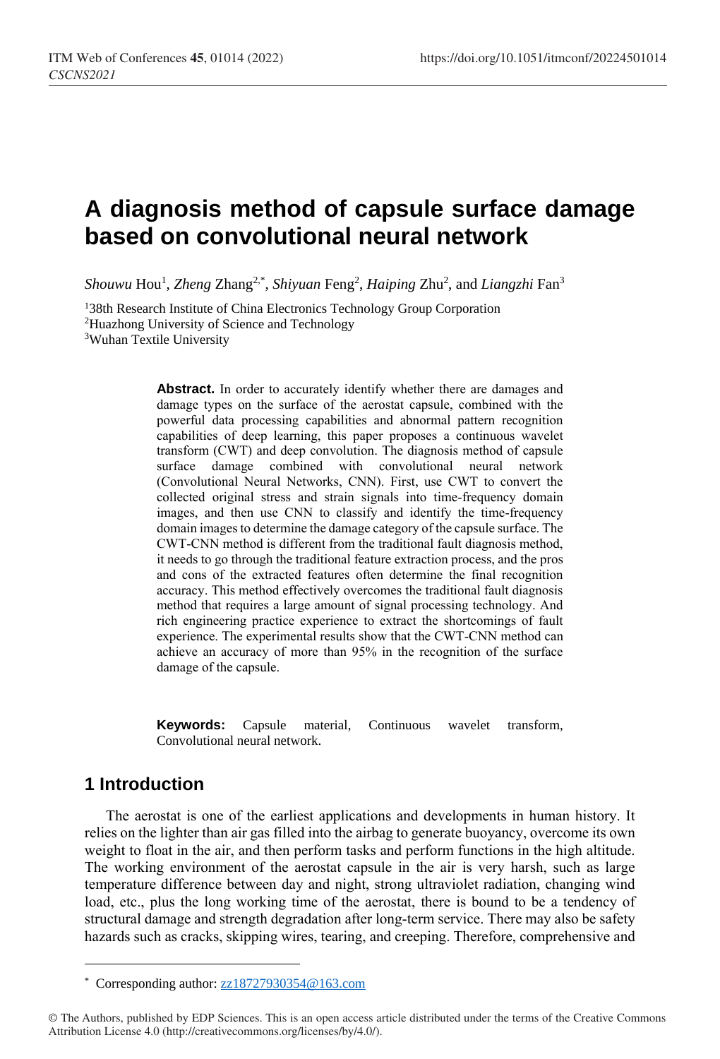# A diagnosis method of capsule surface damage based on convolutional neural network

*Shouwu* Hou[1], *Zheng* Zhang[2,*], *Shiyuan* Feng[2], *Haiping* Zhu[2], and *Liangzhi* Fan[3]

[1]38th Research Institute of China Electronics Technology Group Corporation
[2]Huazhong University of Science and Technology
[3]Wuhan Textile University

**Abstract.** In order to accurately identify whether there are damages and damage types on the surface of the aerostat capsule, combined with the powerful data processing capabilities and abnormal pattern recognition capabilities of deep learning, this paper proposes a continuous wavelet transform (CWT) and deep convolution. The diagnosis method of capsule surface damage combined with convolutional neural network (Convolutional Neural Networks, CNN). First, use CWT to convert the collected original stress and strain signals into time-frequency domain images, and then use CNN to classify and identify the time-frequency domain images to determine the damage category of the capsule surface. The CWT-CNN method is different from the traditional fault diagnosis method, it needs to go through the traditional feature extraction process, and the pros and cons of the extracted features often determine the final recognition accuracy. This method effectively overcomes the traditional fault diagnosis method that requires a large amount of signal processing technology. And rich engineering practice experience to extract the shortcomings of fault experience. The experimental results show that the CWT-CNN method can achieve an accuracy of more than 95% in the recognition of the surface damage of the capsule.

**Keywords:** Capsule material, Continuous wavelet transform, Convolutional neural network.

## 1 Introduction

The aerostat is one of the earliest applications and developments in human history. It relies on the lighter than air gas filled into the airbag to generate buoyancy, overcome its own weight to float in the air, and then perform tasks and perform functions in the high altitude. The working environment of the aerostat capsule in the air is very harsh, such as large temperature difference between day and night, strong ultraviolet radiation, changing wind load, etc., plus the long working time of the aerostat, there is bound to be a tendency of structural damage and strength degradation after long-term service. There may also be safety hazards such as cracks, skipping wires, tearing, and creeping. Therefore, comprehensive and

* Corresponding author: zz18727930354@163.com

© The Authors, published by EDP Sciences. This is an open access article distributed under the terms of the Creative Commons Attribution License 4.0 (http://creativecommons.org/licenses/by/4.0/).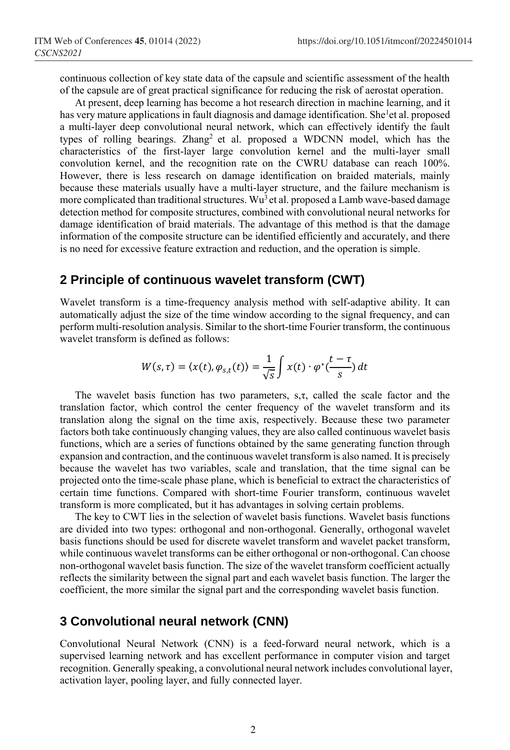continuous collection of key state data of the capsule and scientific assessment of the health of the capsule are of great practical significance for reducing the risk of aerostat operation.

At present, deep learning has become a hot research direction in machine learning, and it has very mature applications in fault diagnosis and damage identification. She[1]et al. proposed a multi-layer deep convolutional neural network, which can effectively identify the fault types of rolling bearings. Zhang[2] et al. proposed a WDCNN model, which has the characteristics of the first-layer large convolution kernel and the multi-layer small convolution kernel, and the recognition rate on the CWRU database can reach 100%. However, there is less research on damage identification on braided materials, mainly because these materials usually have a multi-layer structure, and the failure mechanism is more complicated than traditional structures. Wu[3] et al. proposed a Lamb wave-based damage detection method for composite structures, combined with convolutional neural networks for damage identification of braid materials. The advantage of this method is that the damage information of the composite structure can be identified efficiently and accurately, and there is no need for excessive feature extraction and reduction, and the operation is simple.

## 2 Principle of continuous wavelet transform (CWT)

Wavelet transform is a time-frequency analysis method with self-adaptive ability. It can automatically adjust the size of the time window according to the signal frequency, and can perform multi-resolution analysis. Similar to the short-time Fourier transform, the continuous wavelet transform is defined as follows:

$$W(s,\tau) = \langle x(t), \varphi_{s,t}(t)\rangle = \frac{1}{\sqrt{s}}\int x(t)\cdot\varphi^{*}(\frac{t-\tau}{s})\,dt$$

The wavelet basis function has two parameters, s,τ, called the scale factor and the translation factor, which control the center frequency of the wavelet transform and its translation along the signal on the time axis, respectively. Because these two parameter factors both take continuously changing values, they are also called continuous wavelet basis functions, which are a series of functions obtained by the same generating function through expansion and contraction, and the continuous wavelet transform is also named. It is precisely because the wavelet has two variables, scale and translation, that the time signal can be projected onto the time-scale phase plane, which is beneficial to extract the characteristics of certain time functions. Compared with short-time Fourier transform, continuous wavelet transform is more complicated, but it has advantages in solving certain problems.

The key to CWT lies in the selection of wavelet basis functions. Wavelet basis functions are divided into two types: orthogonal and non-orthogonal. Generally, orthogonal wavelet basis functions should be used for discrete wavelet transform and wavelet packet transform, while continuous wavelet transforms can be either orthogonal or non-orthogonal. Can choose non-orthogonal wavelet basis function. The size of the wavelet transform coefficient actually reflects the similarity between the signal part and each wavelet basis function. The larger the coefficient, the more similar the signal part and the corresponding wavelet basis function.

## 3 Convolutional neural network (CNN)

Convolutional Neural Network (CNN) is a feed-forward neural network, which is a supervised learning network and has excellent performance in computer vision and target recognition. Generally speaking, a convolutional neural network includes convolutional layer, activation layer, pooling layer, and fully connected layer.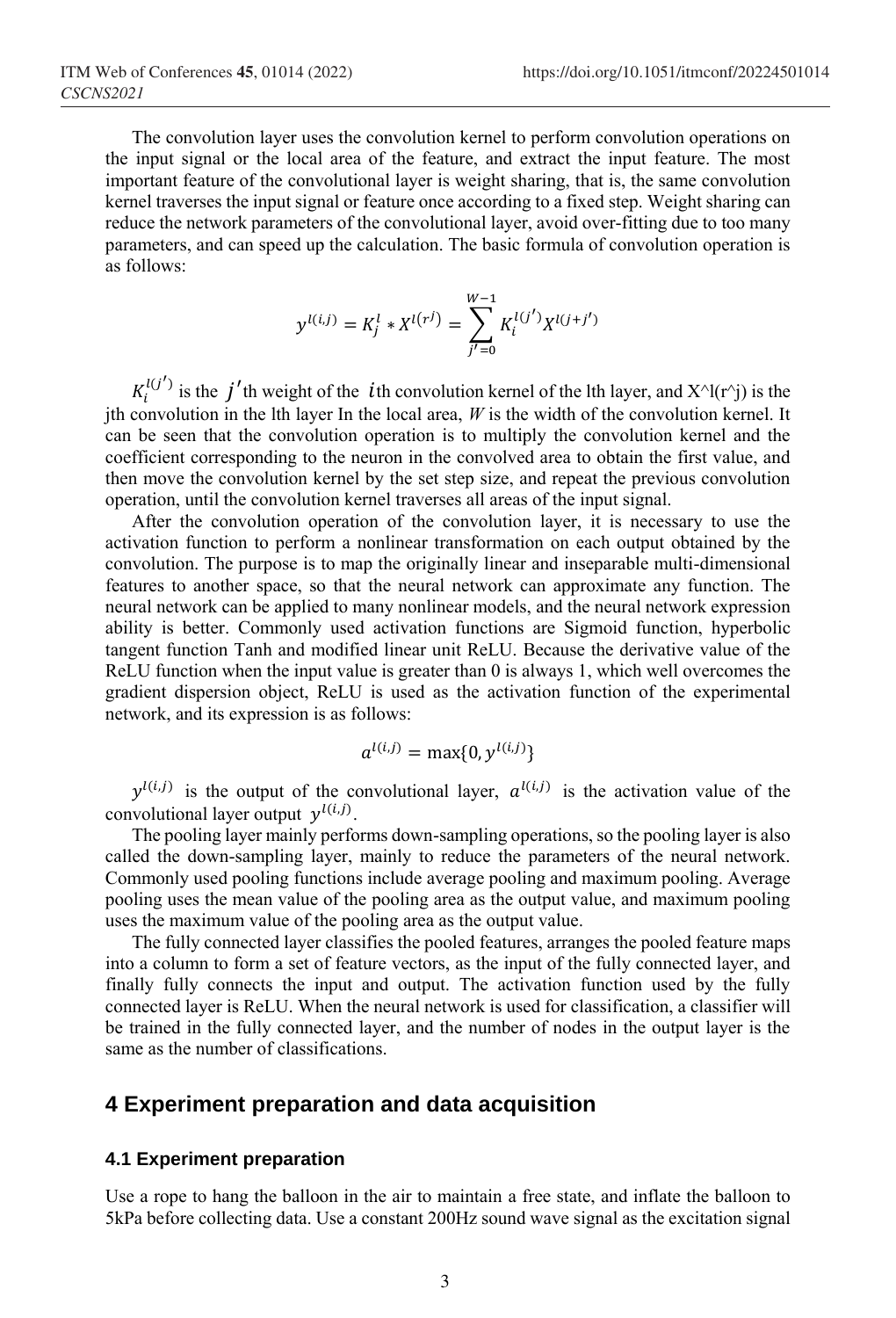The convolution layer uses the convolution kernel to perform convolution operations on the input signal or the local area of the feature, and extract the input feature. The most important feature of the convolutional layer is weight sharing, that is, the same convolution kernel traverses the input signal or feature once according to a fixed step. Weight sharing can reduce the network parameters of the convolutional layer, avoid over-fitting due to too many parameters, and can speed up the calculation. The basic formula of convolution operation is as follows:

$$y^{l(i,j)} = K_j^l * X^{l(r^j)} = \sum_{j'=0}^{W-1} K_i^{l(j')} X^{l(j+j')}$$

$K_i^{l(j')}$ is the $j'$th weight of the $i$th convolution kernel of the lth layer, and X^l(r^j) is the jth convolution in the lth layer In the local area, $W$ is the width of the convolution kernel. It can be seen that the convolution operation is to multiply the convolution kernel and the coefficient corresponding to the neuron in the convolved area to obtain the first value, and then move the convolution kernel by the set step size, and repeat the previous convolution operation, until the convolution kernel traverses all areas of the input signal.

After the convolution operation of the convolution layer, it is necessary to use the activation function to perform a nonlinear transformation on each output obtained by the convolution. The purpose is to map the originally linear and inseparable multi-dimensional features to another space, so that the neural network can approximate any function. The neural network can be applied to many nonlinear models, and the neural network expression ability is better. Commonly used activation functions are Sigmoid function, hyperbolic tangent function Tanh and modified linear unit ReLU. Because the derivative value of the ReLU function when the input value is greater than 0 is always 1, which well overcomes the gradient dispersion object, ReLU is used as the activation function of the experimental network, and its expression is as follows:

$$a^{l(i,j)} = \max\{0, y^{l(i,j)}\}$$

$y^{l(i,j)}$ is the output of the convolutional layer, $a^{l(i,j)}$ is the activation value of the convolutional layer output $y^{l(i,j)}$.

The pooling layer mainly performs down-sampling operations, so the pooling layer is also called the down-sampling layer, mainly to reduce the parameters of the neural network. Commonly used pooling functions include average pooling and maximum pooling. Average pooling uses the mean value of the pooling area as the output value, and maximum pooling uses the maximum value of the pooling area as the output value.

The fully connected layer classifies the pooled features, arranges the pooled feature maps into a column to form a set of feature vectors, as the input of the fully connected layer, and finally fully connects the input and output. The activation function used by the fully connected layer is ReLU. When the neural network is used for classification, a classifier will be trained in the fully connected layer, and the number of nodes in the output layer is the same as the number of classifications.

## 4 Experiment preparation and data acquisition

### 4.1 Experiment preparation

Use a rope to hang the balloon in the air to maintain a free state, and inflate the balloon to 5kPa before collecting data. Use a constant 200Hz sound wave signal as the excitation signal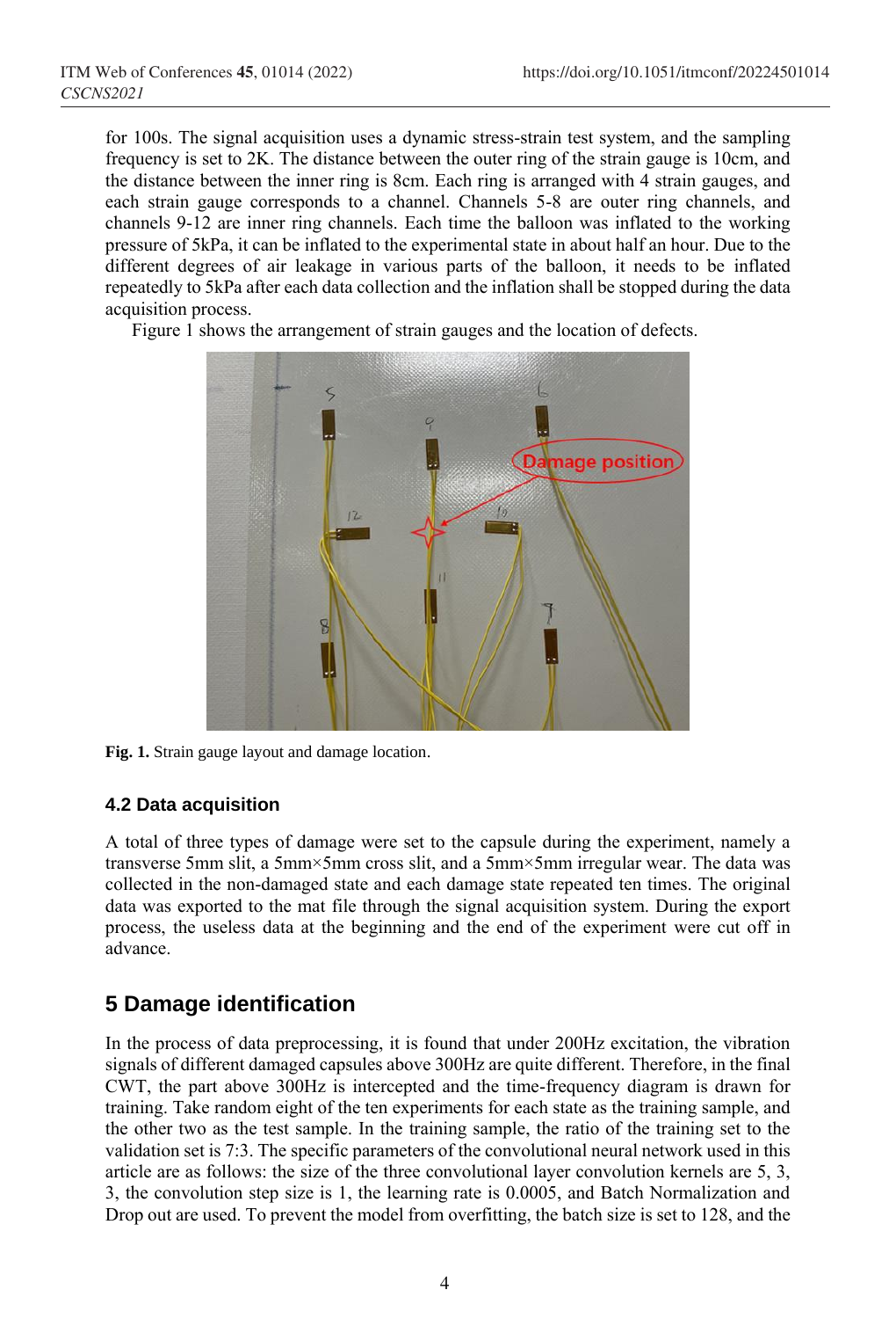for 100s. The signal acquisition uses a dynamic stress-strain test system, and the sampling frequency is set to 2K. The distance between the outer ring of the strain gauge is 10cm, and the distance between the inner ring is 8cm. Each ring is arranged with 4 strain gauges, and each strain gauge corresponds to a channel. Channels 5-8 are outer ring channels, and channels 9-12 are inner ring channels. Each time the balloon was inflated to the working pressure of 5kPa, it can be inflated to the experimental state in about half an hour. Due to the different degrees of air leakage in various parts of the balloon, it needs to be inflated repeatedly to 5kPa after each data collection and the inflation shall be stopped during the data acquisition process.

Figure 1 shows the arrangement of strain gauges and the location of defects.

**Fig. 1.** Strain gauge layout and damage location.

### 4.2 Data acquisition

A total of three types of damage were set to the capsule during the experiment, namely a transverse 5mm slit, a 5mm×5mm cross slit, and a 5mm×5mm irregular wear. The data was collected in the non-damaged state and each damage state repeated ten times. The original data was exported to the mat file through the signal acquisition system. During the export process, the useless data at the beginning and the end of the experiment were cut off in advance.

## 5 Damage identification

In the process of data preprocessing, it is found that under 200Hz excitation, the vibration signals of different damaged capsules above 300Hz are quite different. Therefore, in the final CWT, the part above 300Hz is intercepted and the time-frequency diagram is drawn for training. Take random eight of the ten experiments for each state as the training sample, and the other two as the test sample. In the training sample, the ratio of the training set to the validation set is 7:3. The specific parameters of the convolutional neural network used in this article are as follows: the size of the three convolutional layer convolution kernels are 5, 3, 3, the convolution step size is 1, the learning rate is 0.0005, and Batch Normalization and Drop out are used. To prevent the model from overfitting, the batch size is set to 128, and the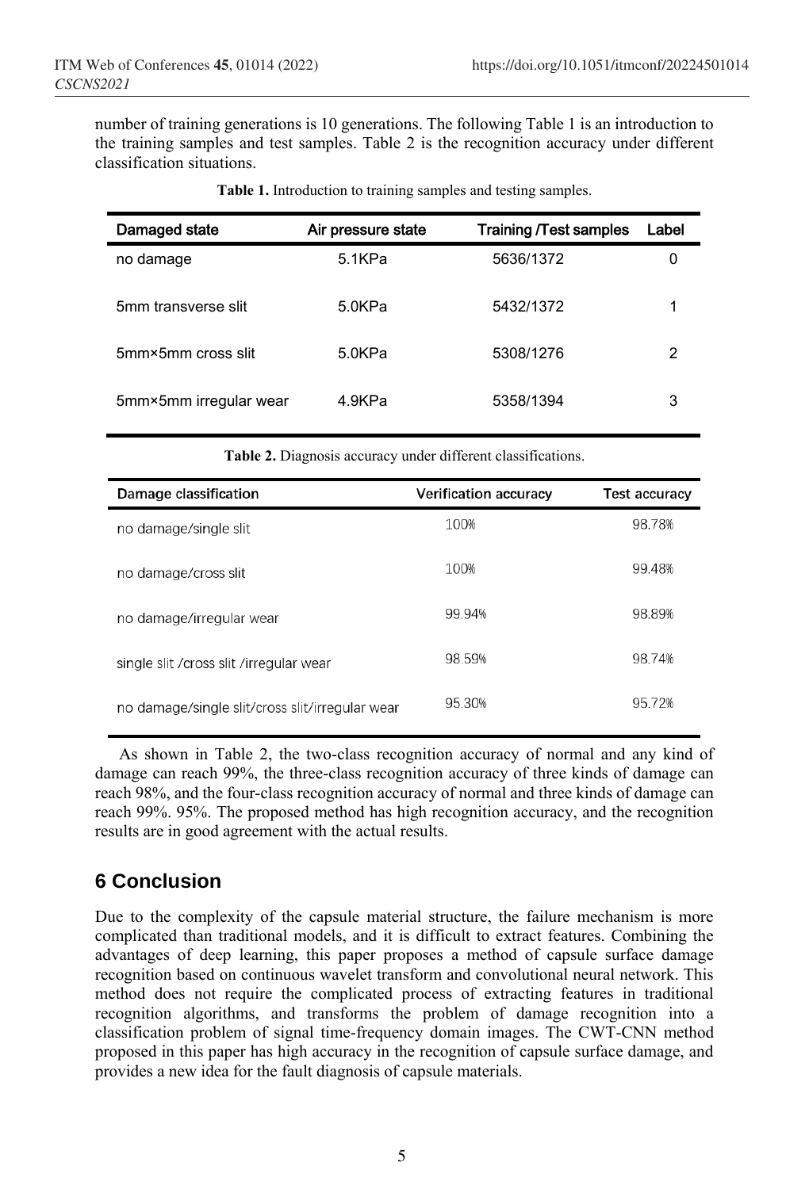number of training generations is 10 generations. The following Table 1 is an introduction to the training samples and test samples. Table 2 is the recognition accuracy under different classification situations.

**Table 1.** Introduction to training samples and testing samples.

| Damaged state | Air pressure state | Training /Test samples | Label |
|---|---|---|---|
| no damage | 5.1KPa | 5636/1372 | 0 |
| 5mm transverse slit | 5.0KPa | 5432/1372 | 1 |
| 5mm×5mm cross slit | 5.0KPa | 5308/1276 | 2 |
| 5mm×5mm irregular wear | 4.9KPa | 5358/1394 | 3 |

**Table 2.** Diagnosis accuracy under different classifications.

| Damage classification | Verification accuracy | Test accuracy |
|---|---|---|
| no damage/single slit | 100% | 98.78% |
| no damage/cross slit | 100% | 99.48% |
| no damage/irregular wear | 99.94% | 98.89% |
| single slit /cross slit /irregular wear | 98.59% | 98.74% |
| no damage/single slit/cross slit/irregular wear | 95.30% | 95.72% |

As shown in Table 2, the two-class recognition accuracy of normal and any kind of damage can reach 99%, the three-class recognition accuracy of three kinds of damage can reach 98%, and the four-class recognition accuracy of normal and three kinds of damage can reach 99%. 95%. The proposed method has high recognition accuracy, and the recognition results are in good agreement with the actual results.

## 6 Conclusion

Due to the complexity of the capsule material structure, the failure mechanism is more complicated than traditional models, and it is difficult to extract features. Combining the advantages of deep learning, this paper proposes a method of capsule surface damage recognition based on continuous wavelet transform and convolutional neural network. This method does not require the complicated process of extracting features in traditional recognition algorithms, and transforms the problem of damage recognition into a classification problem of signal time-frequency domain images. The CWT-CNN method proposed in this paper has high accuracy in the recognition of capsule surface damage, and provides a new idea for the fault diagnosis of capsule materials.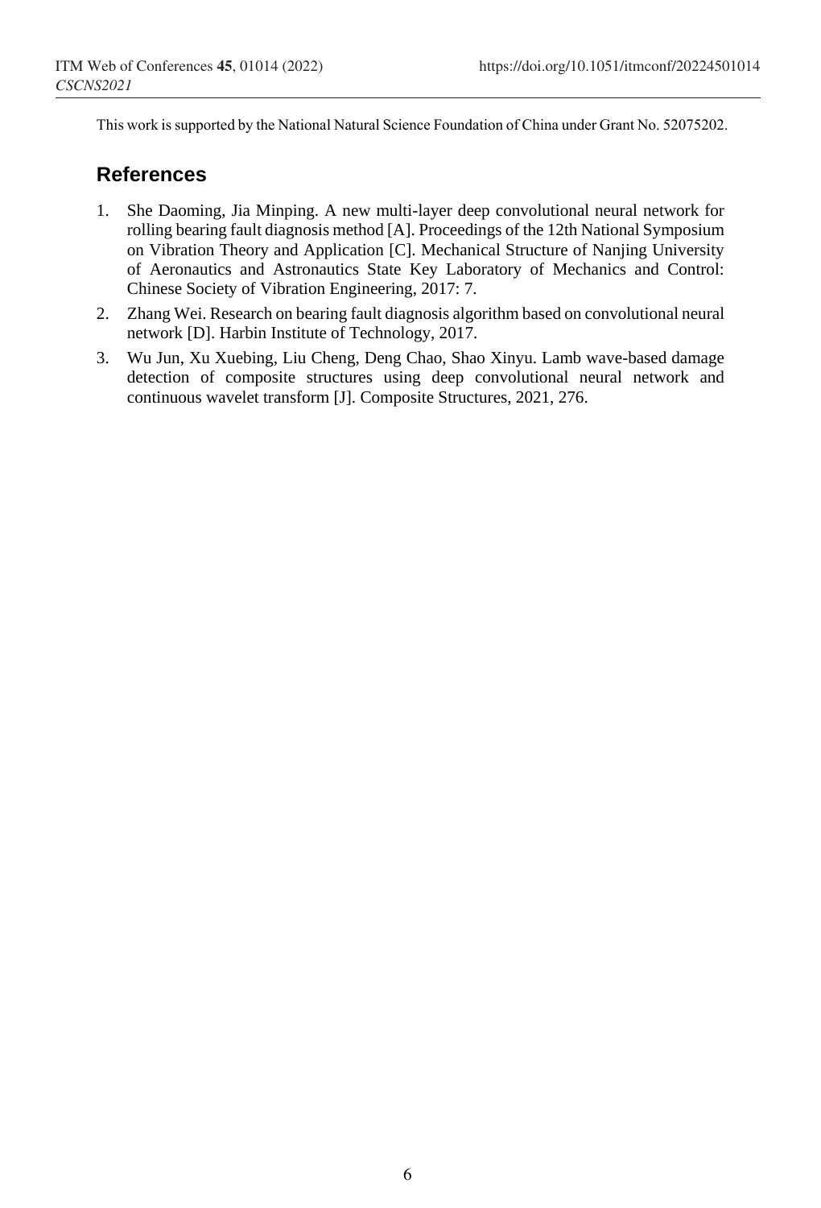This work is supported by the National Natural Science Foundation of China under Grant No. 52075202.

## References

1. She Daoming, Jia Minping. A new multi-layer deep convolutional neural network for rolling bearing fault diagnosis method [A]. Proceedings of the 12th National Symposium on Vibration Theory and Application [C]. Mechanical Structure of Nanjing University of Aeronautics and Astronautics State Key Laboratory of Mechanics and Control: Chinese Society of Vibration Engineering, 2017: 7.
2. Zhang Wei. Research on bearing fault diagnosis algorithm based on convolutional neural network [D]. Harbin Institute of Technology, 2017.
3. Wu Jun, Xu Xuebing, Liu Cheng, Deng Chao, Shao Xinyu. Lamb wave-based damage detection of composite structures using deep convolutional neural network and continuous wavelet transform [J]. Composite Structures, 2021, 276.